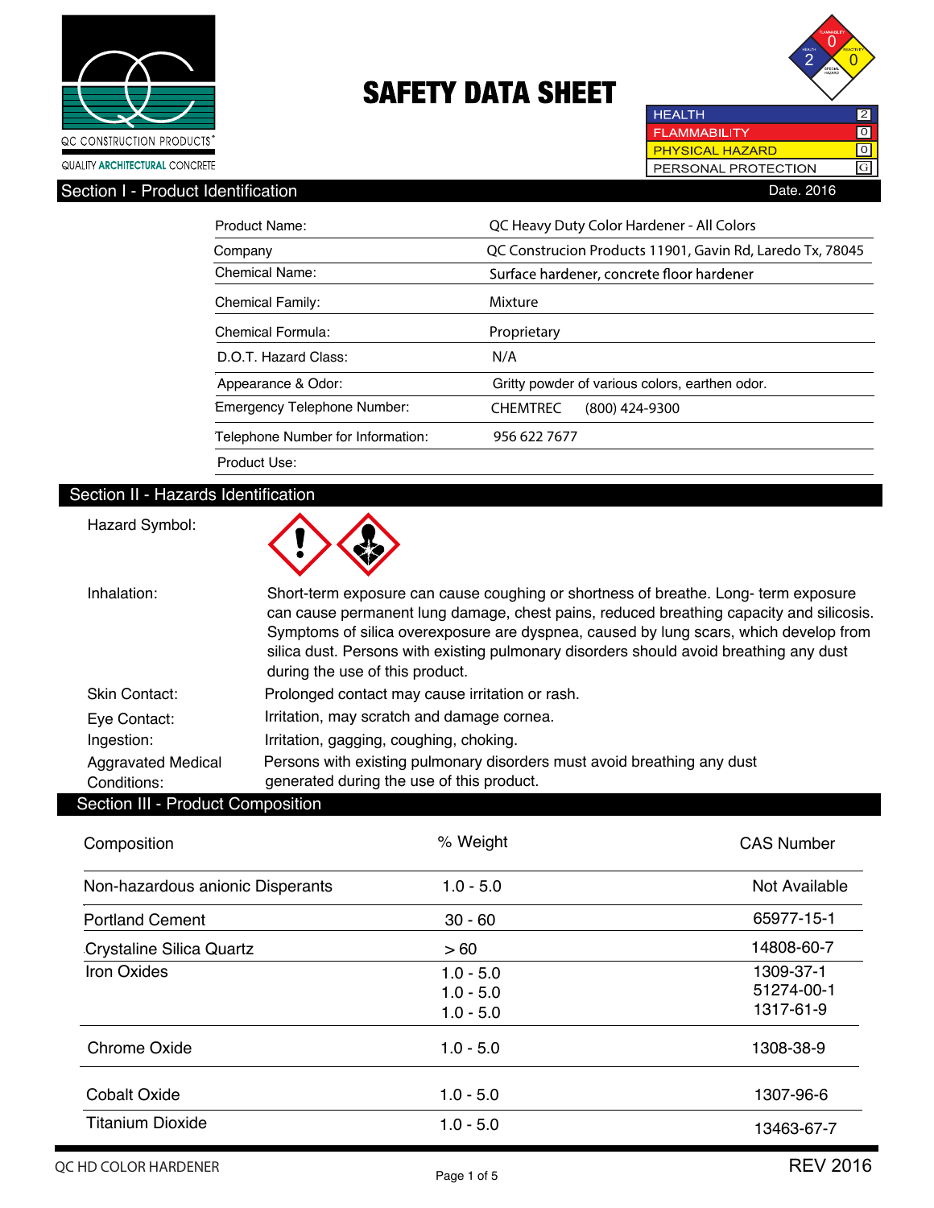QC CONSTRUCTION PRODUCTS®

QUALITY ARCHITECTURAL CONCRETE

# SAFETY DATA SHEET

| | |
|---|---|
| HEALTH | 2 |
| FLAMMABILITY | 0 |
| PHYSICAL HAZARD | 0 |
| PERSONAL PROTECTION | G |

## Section I - Product Identification

Date. 2016

| | |
|---|---|
| Product Name: | QC Heavy Duty Color Hardener - All Colors |
| Company | QC Construcion Products 11901, Gavin Rd, Laredo Tx, 78045 |
| Chemical Name: | Surface hardener, concrete floor hardener |
| Chemical Family: | Mixture |
| Chemical Formula: | Proprietary |
| D.O.T. Hazard Class: | N/A |
| Appearance & Odor: | Gritty powder of various colors, earthen odor. |
| Emergency Telephone Number: | CHEMTREC (800) 424-9300 |
| Telephone Number for Information: | 956 622 7677 |
| Product Use: | |

## Section II - Hazards Identification

**Hazard Symbol:**

**Inhalation:** Short-term exposure can cause coughing or shortness of breathe. Long- term exposure can cause permanent lung damage, chest pains, reduced breathing capacity and silicosis. Symptoms of silica overexposure are dyspnea, caused by lung scars, which develop from silica dust. Persons with existing pulmonary disorders should avoid breathing any dust during the use of this product.

**Skin Contact:** Prolonged contact may cause irritation or rash.

**Eye Contact:** Irritation, may scratch and damage cornea.

**Ingestion:** Irritation, gagging, coughing, choking.

**Aggravated Medical Conditions:** Persons with existing pulmonary disorders must avoid breathing any dust generated during the use of this product.

## Section III - Product Composition

| Composition | % Weight | CAS Number |
|---|---|---|
| Non-hazardous anionic Disperants | 1.0 - 5.0 | Not Available |
| Portland Cement | 30 - 60 | 65977-15-1 |
| Crystaline Silica Quartz | > 60 | 14808-60-7 |
| Iron Oxides | 1.0 - 5.0<br>1.0 - 5.0<br>1.0 - 5.0 | 1309-37-1<br>51274-00-1<br>1317-61-9 |
| Chrome Oxide | 1.0 - 5.0 | 1308-38-9 |
| Cobalt Oxide | 1.0 - 5.0 | 1307-96-6 |
| Titanium Dioxide | 1.0 - 5.0 | 13463-67-7 |

QC HD COLOR HARDENER REV 2016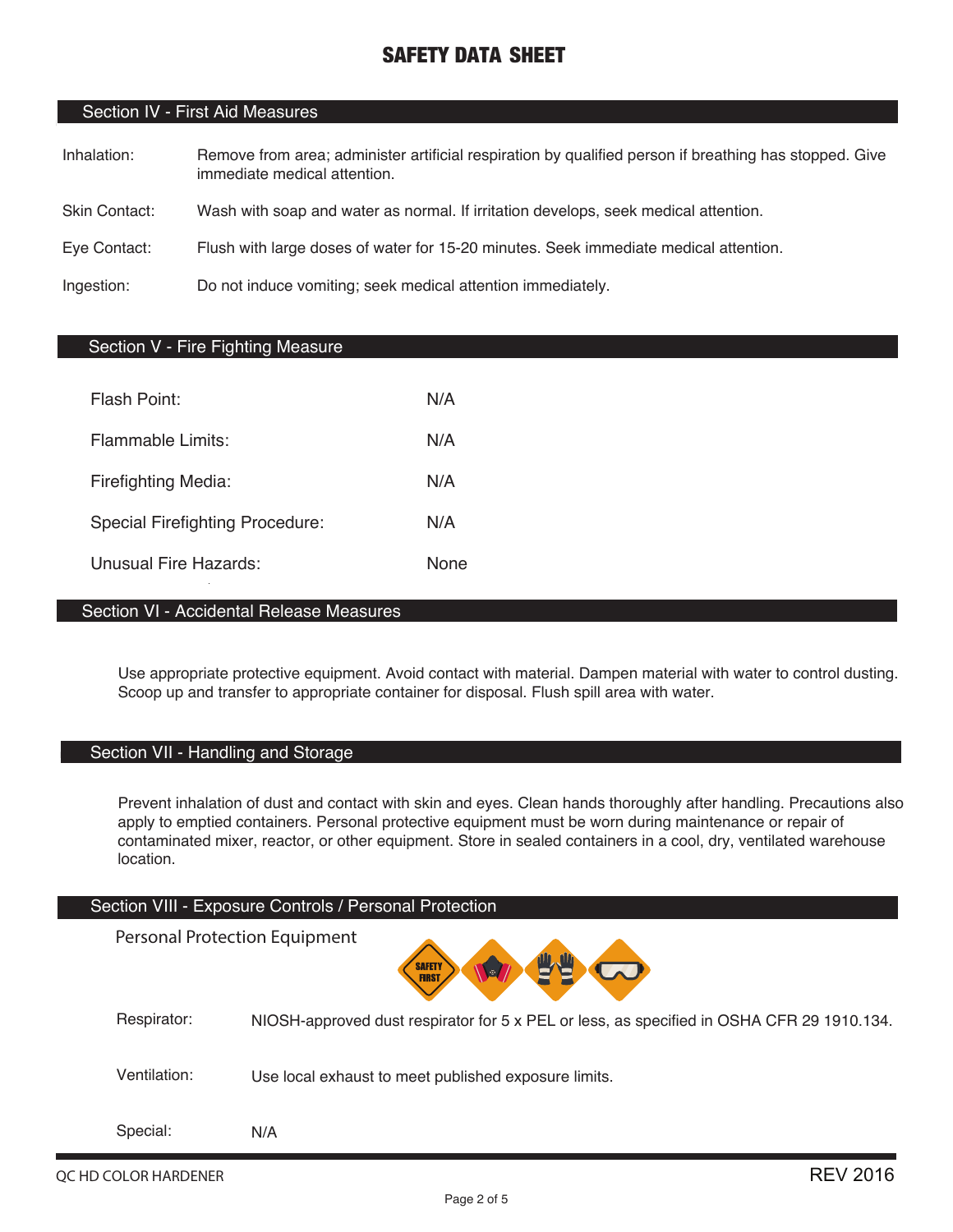# SAFETY DATA SHEET

## Section IV - First Aid Measures

| | |
|---|---|
| Inhalation: | Remove from area; administer artificial respiration by qualified person if breathing has stopped. Give immediate medical attention. |
| Skin Contact: | Wash with soap and water as normal. If irritation develops, seek medical attention. |
| Eye Contact: | Flush with large doses of water for 15-20 minutes. Seek immediate medical attention. |
| Ingestion: | Do not induce vomiting; seek medical attention immediately. |

## Section V - Fire Fighting Measure

| | |
|---|---|
| Flash Point: | N/A |
| Flammable Limits: | N/A |
| Firefighting Media: | N/A |
| Special Firefighting Procedure: | N/A |
| Unusual Fire Hazards: | None |

## Section VI - Accidental Release Measures

Use appropriate protective equipment. Avoid contact with material. Dampen material with water to control dusting. Scoop up and transfer to appropriate container for disposal. Flush spill area with water.

## Section VII - Handling and Storage

Prevent inhalation of dust and contact with skin and eyes. Clean hands thoroughly after handling. Precautions also apply to emptied containers. Personal protective equipment must be worn during maintenance or repair of contaminated mixer, reactor, or other equipment. Store in sealed containers in a cool, dry, ventilated warehouse location.

## Section VIII - Exposure Controls / Personal Protection

Personal Protection Equipment

| | |
|---|---|
| Respirator: | NIOSH-approved dust respirator for 5 x PEL or less, as specified in OSHA CFR 29 1910.134. |
| Ventilation: | Use local exhaust to meet published exposure limits. |
| Special: | N/A |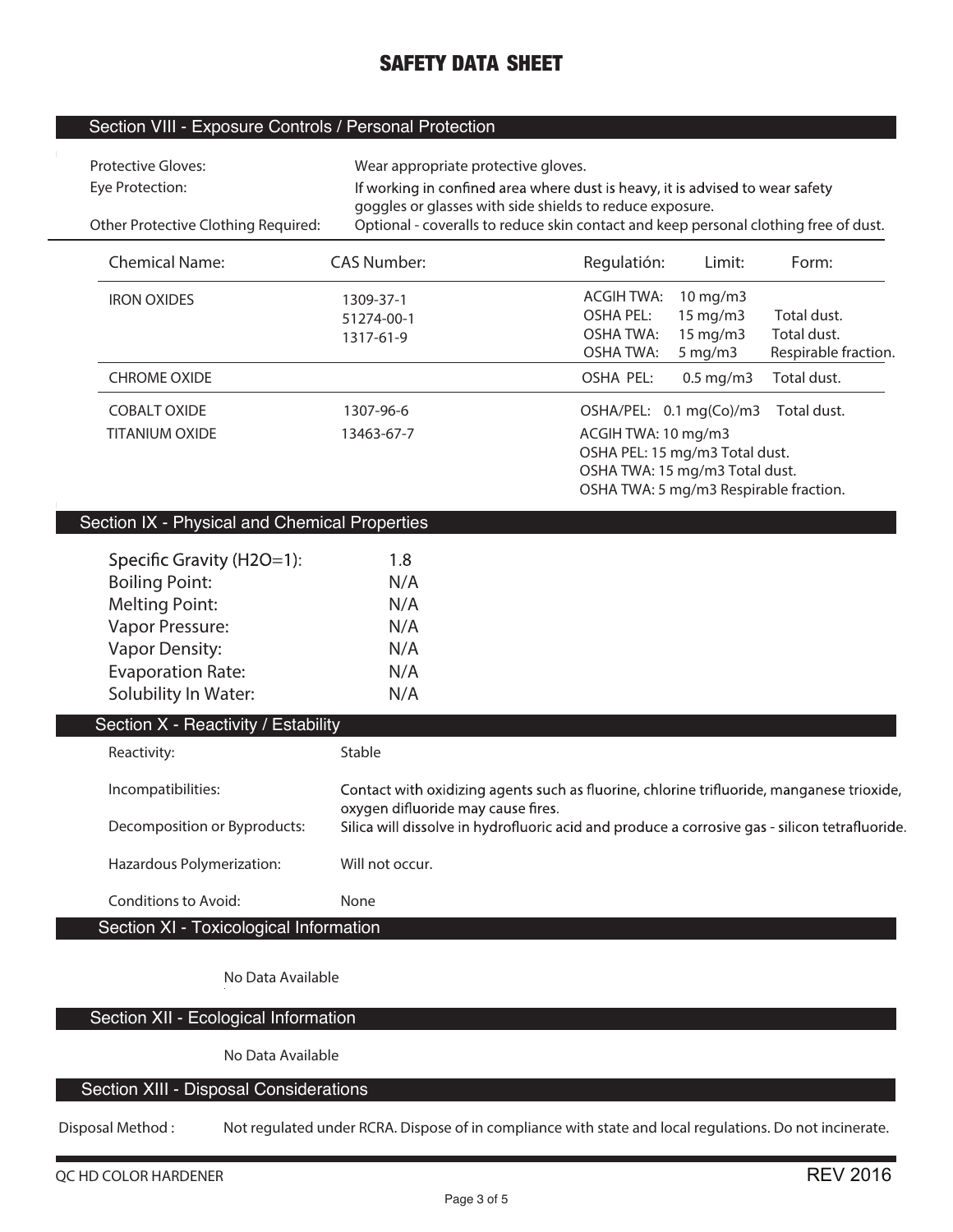# SAFETY DATA SHEET

## Section VIII - Exposure Controls / Personal Protection

| | |
|---|---|
| Protective Gloves: | Wear appropriate protective gloves. |
| Eye Protection: | If working in confined area where dust is heavy, it is advised to wear safety goggles or glasses with side shields to reduce exposure. |
| Other Protective Clothing Required: | Optional - coveralls to reduce skin contact and keep personal clothing free of dust. |

| Chemical Name: | CAS Number: | Regulatión: | Limit: | Form: |
|---|---|---|---|---|
| IRON OXIDES | 1309-37-1<br>51274-00-1<br>1317-61-9 | ACGIH TWA:<br>OSHA PEL:<br>OSHA TWA:<br>OSHA TWA: | 10 mg/m3<br>15 mg/m3<br>15 mg/m3<br>5 mg/m3 | <br>Total dust.<br>Total dust.<br>Respirable fraction. |
| CHROME OXIDE | | OSHA PEL: | 0.5 mg/m3 | Total dust. |
| COBALT OXIDE | 1307-96-6 | OSHA/PEL: | 0.1 mg(Co)/m3 | Total dust. |
| TITANIUM OXIDE | 13463-67-7 | ACGIH TWA: 10 mg/m3<br>OSHA PEL: 15 mg/m3 Total dust.<br>OSHA TWA: 15 mg/m3 Total dust.<br>OSHA TWA: 5 mg/m3 Respirable fraction. | | |

## Section IX - Physical and Chemical Properties

| | |
|---|---|
| Specific Gravity (H2O=1): | 1.8 |
| Boiling Point: | N/A |
| Melting Point: | N/A |
| Vapor Pressure: | N/A |
| Vapor Density: | N/A |
| Evaporation Rate: | N/A |
| Solubility In Water: | N/A |

## Section X - Reactivity / Estability

| | |
|---|---|
| Reactivity: | Stable |
| Incompatibilities: | Contact with oxidizing agents such as fluorine, chlorine trifluoride, manganese trioxide, oxygen difluoride may cause fires. |
| Decomposition or Byproducts: | Silica will dissolve in hydrofluoric acid and produce a corrosive gas - silicon tetrafluoride. |
| Hazardous Polymerization: | Will not occur. |
| Conditions to Avoid: | None |

## Section XI - Toxicological Information

No Data Available

## Section XII - Ecological Information

No Data Available

## Section XIII - Disposal Considerations

Disposal Method : Not regulated under RCRA. Dispose of in compliance with state and local regulations. Do not incinerate.

QC HD COLOR HARDENER — REV 2016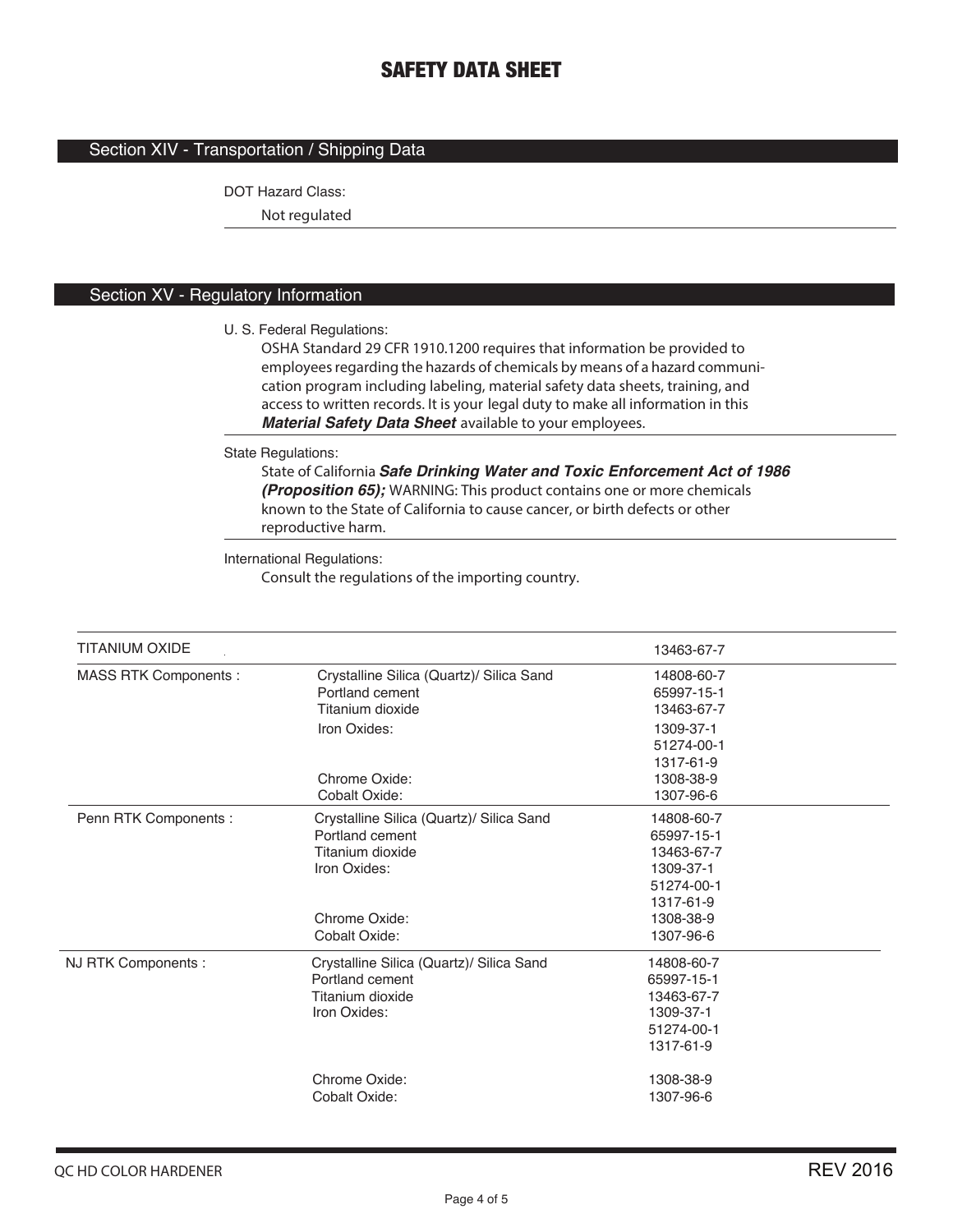# SAFETY DATA SHEET

## Section XIV - Transportation / Shipping Data

DOT Hazard Class:

Not regulated

## Section XV - Regulatory Information

U. S. Federal Regulations:

OSHA Standard 29 CFR 1910.1200 requires that information be provided to employees regarding the hazards of chemicals by means of a hazard communication program including labeling, material safety data sheets, training, and access to written records. It is your legal duty to make all information in this ***Material Safety Data Sheet*** available to your employees.

State Regulations:

State of California ***Safe Drinking Water and Toxic Enforcement Act of 1986 (Proposition 65);*** WARNING: This product contains one or more chemicals known to the State of California to cause cancer, or birth defects or other reproductive harm.

International Regulations:

Consult the regulations of the importing country.

| | | |
|---|---|---|
| TITANIUM OXIDE | | 13463-67-7 |
| MASS RTK Components : | Crystalline Silica (Quartz)/ Silica Sand | 14808-60-7 |
| | Portland cement | 65997-15-1 |
| | Titanium dioxide | 13463-67-7 |
| | Iron Oxides: | 1309-37-1 |
| | | 51274-00-1 |
| | | 1317-61-9 |
| | Chrome Oxide: | 1308-38-9 |
| | Cobalt Oxide: | 1307-96-6 |
| Penn RTK Components : | Crystalline Silica (Quartz)/ Silica Sand | 14808-60-7 |
| | Portland cement | 65997-15-1 |
| | Titanium dioxide | 13463-67-7 |
| | Iron Oxides: | 1309-37-1 |
| | | 51274-00-1 |
| | | 1317-61-9 |
| | Chrome Oxide: | 1308-38-9 |
| | Cobalt Oxide: | 1307-96-6 |
| NJ RTK Components : | Crystalline Silica (Quartz)/ Silica Sand | 14808-60-7 |
| | Portland cement | 65997-15-1 |
| | Titanium dioxide | 13463-67-7 |
| | Iron Oxides: | 1309-37-1 |
| | | 51274-00-1 |
| | | 1317-61-9 |
| | Chrome Oxide: | 1308-38-9 |
| | Cobalt Oxide: | 1307-96-6 |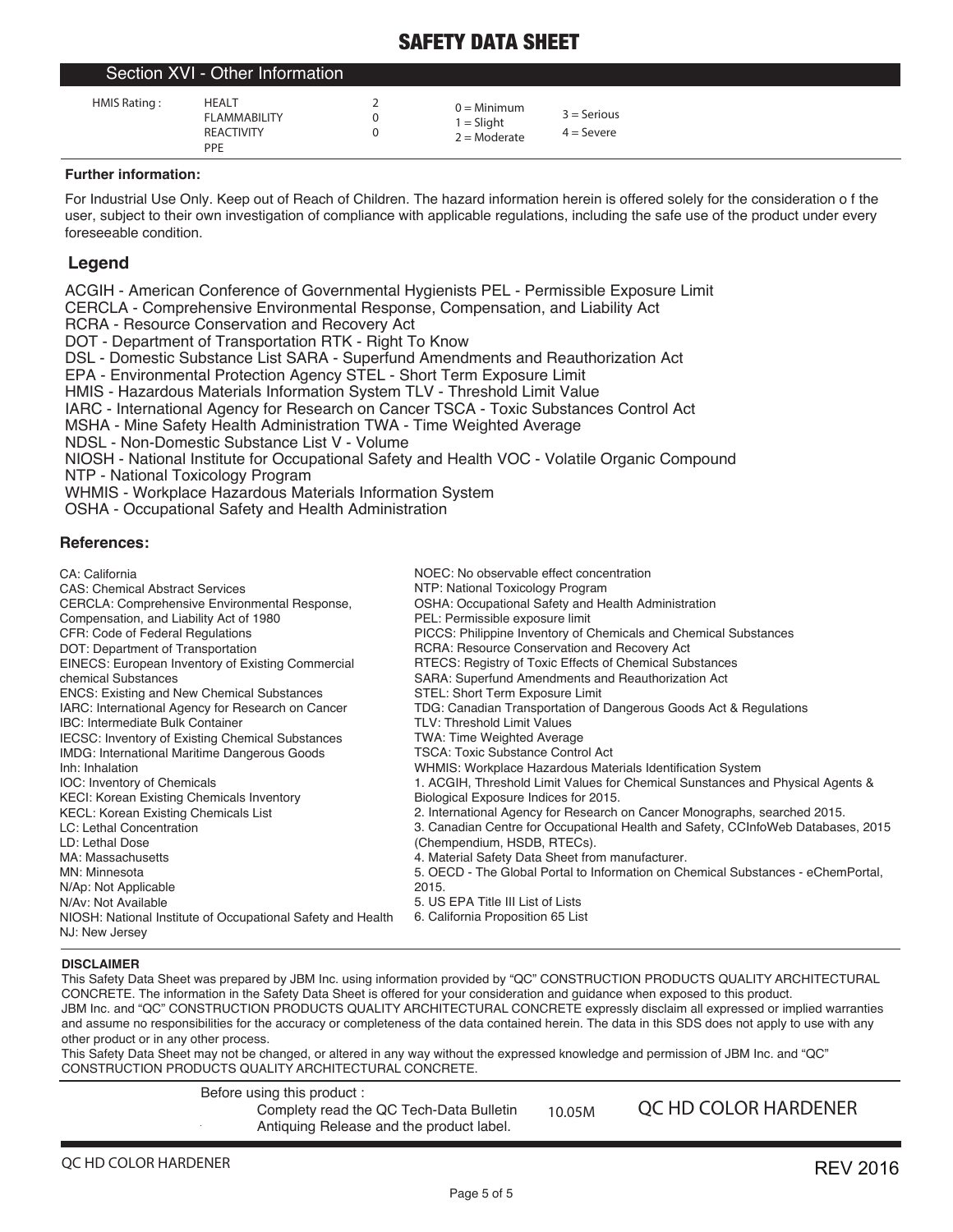## Section XVI - Other Information

| | | | | |
|---|---|---|---|---|
| HMIS Rating : | HEALT<br>FLAMMABILITY<br>REACTIVITY<br>PPE | 2<br>0<br>0 | 0 = Minimum<br>1 = Slight<br>2 = Moderate | 3 = Serious<br>4 = Severe |

**Further information:**

For Industrial Use Only. Keep out of Reach of Children. The hazard information herein is offered solely for the consideration o f the user, subject to their own investigation of compliance with applicable regulations, including the safe use of the product under every foreseeable condition.

### Legend

ACGIH - American Conference of Governmental Hygienists PEL - Permissible Exposure Limit
CERCLA - Comprehensive Environmental Response, Compensation, and Liability Act
RCRA - Resource Conservation and Recovery Act
DOT - Department of Transportation RTK - Right To Know
DSL - Domestic Substance List SARA - Superfund Amendments and Reauthorization Act
EPA - Environmental Protection Agency STEL - Short Term Exposure Limit
HMIS - Hazardous Materials Information System TLV - Threshold Limit Value
IARC - International Agency for Research on Cancer TSCA - Toxic Substances Control Act
MSHA - Mine Safety Health Administration TWA - Time Weighted Average
NDSL - Non-Domestic Substance List V - Volume
NIOSH - National Institute for Occupational Safety and Health VOC - Volatile Organic Compound
NTP - National Toxicology Program
WHMIS - Workplace Hazardous Materials Information System
OSHA - Occupational Safety and Health Administration

**References:**

CA: California
CAS: Chemical Abstract Services
CERCLA: Comprehensive Environmental Response, Compensation, and Liability Act of 1980
CFR: Code of Federal Regulations
DOT: Department of Transportation
EINECS: European Inventory of Existing Commercial chemical Substances
ENCS: Existing and New Chemical Substances
IARC: International Agency for Research on Cancer
IBC: Intermediate Bulk Container
IECSC: Inventory of Existing Chemical Substances
IMDG: International Maritime Dangerous Goods
Inh: Inhalation
IOC: Inventory of Chemicals
KECI: Korean Existing Chemicals Inventory
KECL: Korean Existing Chemicals List
LC: Lethal Concentration
LD: Lethal Dose
MA: Massachusetts
MN: Minnesota
N/Ap: Not Applicable
N/Av: Not Available
NIOSH: National Institute of Occupational Safety and Health
NJ: New Jersey
NOEC: No observable effect concentration
NTP: National Toxicology Program
OSHA: Occupational Safety and Health Administration
PEL: Permissible exposure limit
PICCS: Philippine Inventory of Chemicals and Chemical Substances
RCRA: Resource Conservation and Recovery Act
RTECS: Registry of Toxic Effects of Chemical Substances
SARA: Superfund Amendments and Reauthorization Act
STEL: Short Term Exposure Limit
TDG: Canadian Transportation of Dangerous Goods Act & Regulations
TLV: Threshold Limit Values
TWA: Time Weighted Average
TSCA: Toxic Substance Control Act
WHMIS: Workplace Hazardous Materials Identification System

1. ACGIH, Threshold Limit Values for Chemical Sunstances and Physical Agents & Biological Exposure Indices for 2015.
2. International Agency for Research on Cancer Monographs, searched 2015.
3. Canadian Centre for Occupational Health and Safety, CCInfoWeb Databases, 2015 (Chempendium, HSDB, RTECs).
4. Material Safety Data Sheet from manufacturer.
5. OECD - The Global Portal to Information on Chemical Substances - eChemPortal, 2015.
5. US EPA Title III List of Lists
6. California Proposition 65 List

**DISCLAIMER**

This Safety Data Sheet was prepared by JBM Inc. using information provided by "QC" CONSTRUCTION PRODUCTS QUALITY ARCHITECTURAL CONCRETE. The information in the Safety Data Sheet is offered for your consideration and guidance when exposed to this product. JBM Inc. and "QC" CONSTRUCTION PRODUCTS QUALITY ARCHITECTURAL CONCRETE expressly disclaim all expressed or implied warranties and assume no responsibilities for the accuracy or completeness of the data contained herein. The data in this SDS does not apply to use with any other product or in any other process.
This Safety Data Sheet may not be changed, or altered in any way without the expressed knowledge and permission of JBM Inc. and "QC" CONSTRUCTION PRODUCTS QUALITY ARCHITECTURAL CONCRETE.

Before using this product :
Complety read the QC Tech-Data Bulletin Antiquing Release and the product label.

10.05M

QC HD COLOR HARDENER